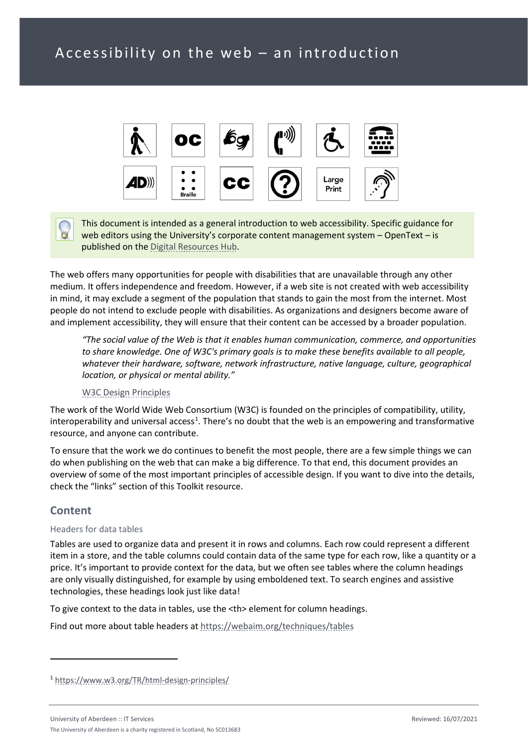# Accessibility on the web – an introduction

> This document is intended as a general introduction to web accessibility. Specific guidance for web editors using the University's corporate content management system – OpenText – is published on the Digital Resources Hub.

The web offers many opportunities for people with disabilities that are unavailable through any other medium. It offers independence and freedom. However, if a web site is not created with web accessibility in mind, it may exclude a segment of the population that stands to gain the most from the internet. Most people do not intend to exclude people with disabilities. As organizations and designers become aware of and implement accessibility, they will ensure that their content can be accessed by a broader population.

> *"The social value of the Web is that it enables human communication, commerce, and opportunities to share knowledge. One of W3C's primary goals is to make these benefits available to all people, whatever their hardware, software, network infrastructure, native language, culture, geographical location, or physical or mental ability."*
>
> W3C Design Principles

The work of the World Wide Web Consortium (W3C) is founded on the principles of compatibility, utility, interoperability and universal access[1]. There's no doubt that the web is an empowering and transformative resource, and anyone can contribute.

To ensure that the work we do continues to benefit the most people, there are a few simple things we can do when publishing on the web that can make a big difference. To that end, this document provides an overview of some of the most important principles of accessible design. If you want to dive into the details, check the "links" section of this Toolkit resource.

## Content

### Headers for data tables

Tables are used to organize data and present it in rows and columns. Each row could represent a different item in a store, and the table columns could contain data of the same type for each row, like a quantity or a price. It's important to provide context for the data, but we often see tables where the column headings are only visually distinguished, for example by using emboldened text. To search engines and assistive technologies, these headings look just like data!

To give context to the data in tables, use the <th> element for column headings.

Find out more about table headers at https://webaim.org/techniques/tables

---

[1] https://www.w3.org/TR/html-design-principles/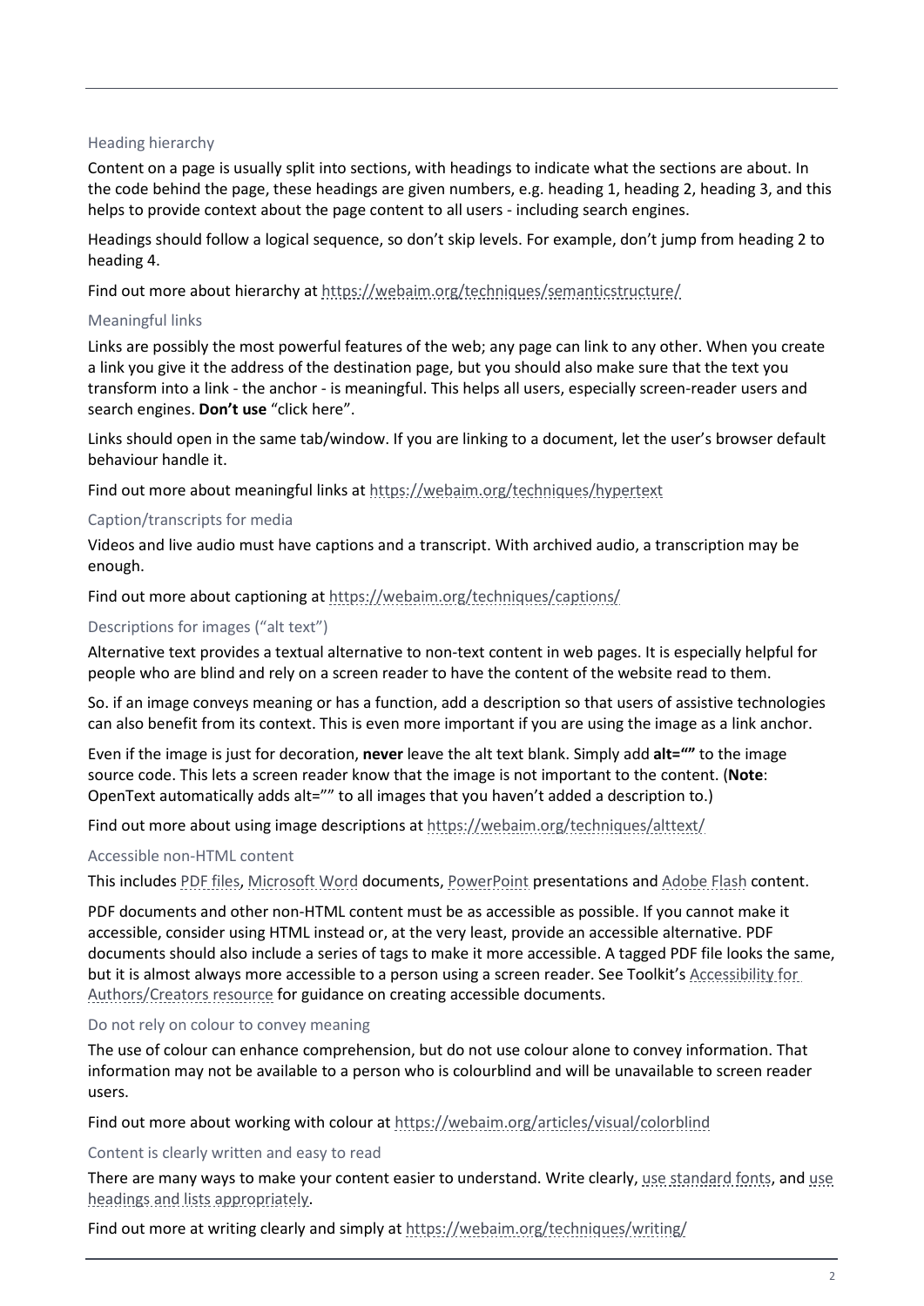### Heading hierarchy

Content on a page is usually split into sections, with headings to indicate what the sections are about. In the code behind the page, these headings are given numbers, e.g. heading 1, heading 2, heading 3, and this helps to provide context about the page content to all users - including search engines.

Headings should follow a logical sequence, so don't skip levels. For example, don't jump from heading 2 to heading 4.

Find out more about hierarchy at https://webaim.org/techniques/semanticstructure/

### Meaningful links

Links are possibly the most powerful features of the web; any page can link to any other. When you create a link you give it the address of the destination page, but you should also make sure that the text you transform into a link - the anchor - is meaningful. This helps all users, especially screen-reader users and search engines. **Don't use** "click here".

Links should open in the same tab/window. If you are linking to a document, let the user's browser default behaviour handle it.

Find out more about meaningful links at https://webaim.org/techniques/hypertext

### Caption/transcripts for media

Videos and live audio must have captions and a transcript. With archived audio, a transcription may be enough.

Find out more about captioning at https://webaim.org/techniques/captions/

### Descriptions for images ("alt text")

Alternative text provides a textual alternative to non-text content in web pages. It is especially helpful for people who are blind and rely on a screen reader to have the content of the website read to them.

So. if an image conveys meaning or has a function, add a description so that users of assistive technologies can also benefit from its context. This is even more important if you are using the image as a link anchor.

Even if the image is just for decoration, **never** leave the alt text blank. Simply add **alt=""** to the image source code. This lets a screen reader know that the image is not important to the content. (**Note**: OpenText automatically adds alt="" to all images that you haven't added a description to.)

Find out more about using image descriptions at https://webaim.org/techniques/alttext/

### Accessible non-HTML content

This includes PDF files, Microsoft Word documents, PowerPoint presentations and Adobe Flash content.

PDF documents and other non-HTML content must be as accessible as possible. If you cannot make it accessible, consider using HTML instead or, at the very least, provide an accessible alternative. PDF documents should also include a series of tags to make it more accessible. A tagged PDF file looks the same, but it is almost always more accessible to a person using a screen reader. See Toolkit's Accessibility for Authors/Creators resource for guidance on creating accessible documents.

### Do not rely on colour to convey meaning

The use of colour can enhance comprehension, but do not use colour alone to convey information. That information may not be available to a person who is colourblind and will be unavailable to screen reader users.

Find out more about working with colour at https://webaim.org/articles/visual/colorblind

### Content is clearly written and easy to read

There are many ways to make your content easier to understand. Write clearly, use standard fonts, and use headings and lists appropriately.

Find out more at writing clearly and simply at https://webaim.org/techniques/writing/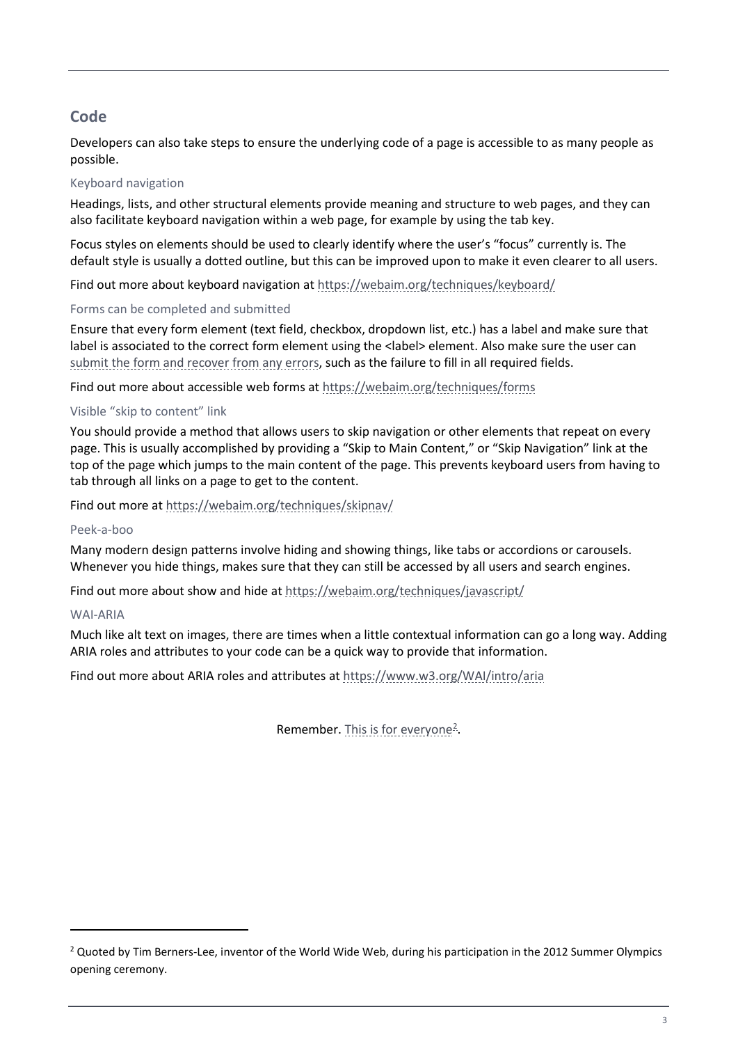## Code

Developers can also take steps to ensure the underlying code of a page is accessible to as many people as possible.

### Keyboard navigation

Headings, lists, and other structural elements provide meaning and structure to web pages, and they can also facilitate keyboard navigation within a web page, for example by using the tab key.

Focus styles on elements should be used to clearly identify where the user's "focus" currently is. The default style is usually a dotted outline, but this can be improved upon to make it even clearer to all users.

Find out more about keyboard navigation at https://webaim.org/techniques/keyboard/

### Forms can be completed and submitted

Ensure that every form element (text field, checkbox, dropdown list, etc.) has a label and make sure that label is associated to the correct form element using the <label> element. Also make sure the user can submit the form and recover from any errors, such as the failure to fill in all required fields.

Find out more about accessible web forms at https://webaim.org/techniques/forms

### Visible "skip to content" link

You should provide a method that allows users to skip navigation or other elements that repeat on every page. This is usually accomplished by providing a "Skip to Main Content," or "Skip Navigation" link at the top of the page which jumps to the main content of the page. This prevents keyboard users from having to tab through all links on a page to get to the content.

Find out more at https://webaim.org/techniques/skipnav/

### Peek-a-boo

Many modern design patterns involve hiding and showing things, like tabs or accordions or carousels. Whenever you hide things, makes sure that they can still be accessed by all users and search engines.

Find out more about show and hide at https://webaim.org/techniques/javascript/

### WAI-ARIA

Much like alt text on images, there are times when a little contextual information can go a long way. Adding ARIA roles and attributes to your code can be a quick way to provide that information.

Find out more about ARIA roles and attributes at https://www.w3.org/WAI/intro/aria

Remember. This is for everyone[2].

[2] Quoted by Tim Berners-Lee, inventor of the World Wide Web, during his participation in the 2012 Summer Olympics opening ceremony.